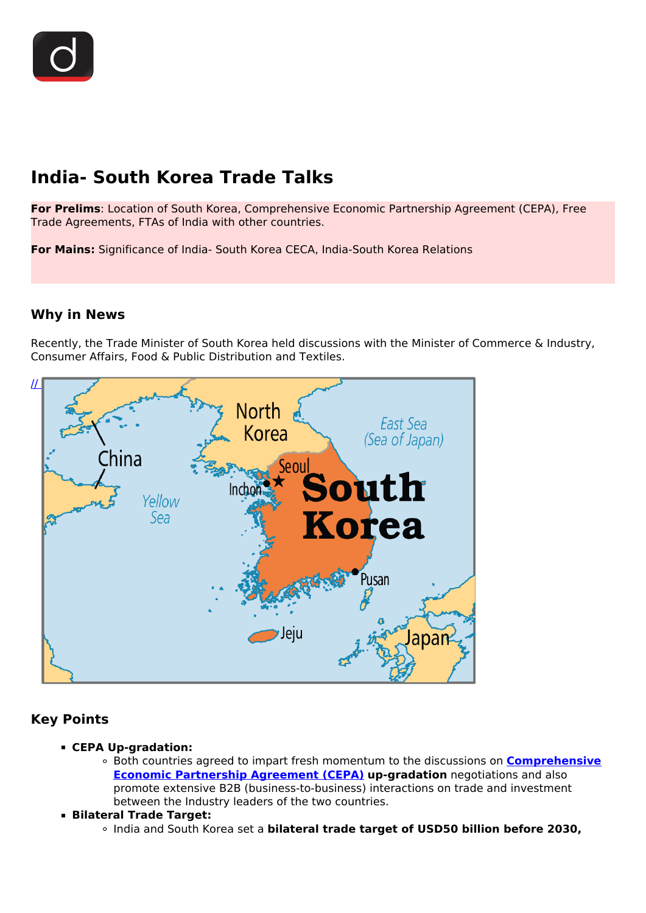# India- South Korea Trade Talks

**For Prelims**: Location of South Korea, Comprehensive Economic Partnership Agreement (CEPA), Free Trade Agreements, FTAs of India with other countries.

**For Mains:** Significance of India- South Korea CECA, India-South Korea Relations

## Why in News

Recently, the Trade Minister of South Korea held discussions with the Minister of Commerce & Industry, Consumer Affairs, Food & Public Distribution and Textiles.

## Key Points

- **CEPA Up-gradation:**
  - Both countries agreed to impart fresh momentum to the discussions on **Comprehensive Economic Partnership Agreement (CEPA) up-gradation** negotiations and also promote extensive B2B (business-to-business) interactions on trade and investment between the Industry leaders of the two countries.
- **Bilateral Trade Target:**
  - India and South Korea set a **bilateral trade target of USD50 billion before 2030,**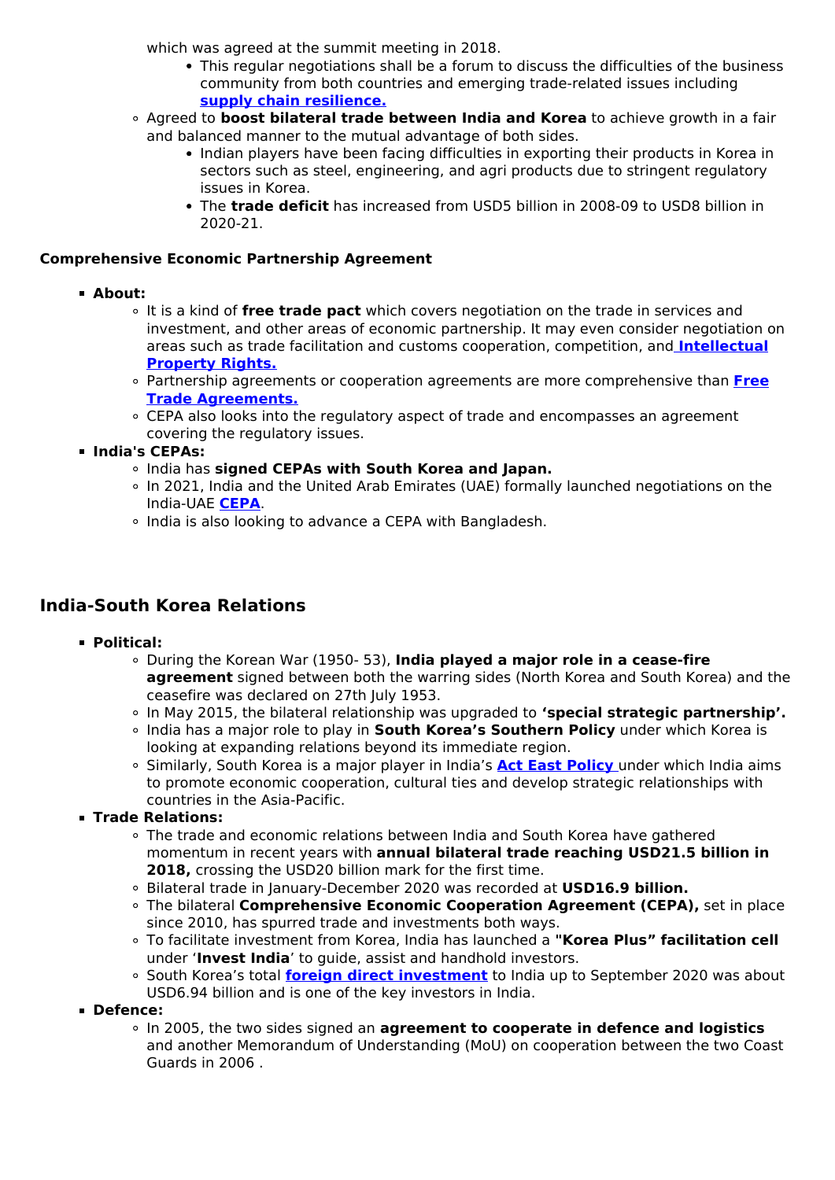which was agreed at the summit meeting in 2018.
        - This regular negotiations shall be a forum to discuss the difficulties of the business community from both countries and emerging trade-related issues including **supply chain resilience.**
    - Agreed to **boost bilateral trade between India and Korea** to achieve growth in a fair and balanced manner to the mutual advantage of both sides.
        - Indian players have been facing difficulties in exporting their products in Korea in sectors such as steel, engineering, and agri products due to stringent regulatory issues in Korea.
        - The **trade deficit** has increased from USD5 billion in 2008-09 to USD8 billion in 2020-21.

**Comprehensive Economic Partnership Agreement**

- **About:**
    - It is a kind of **free trade pact** which covers negotiation on the trade in services and investment, and other areas of economic partnership. It may even consider negotiation on areas such as trade facilitation and customs cooperation, competition, and **Intellectual Property Rights.**
    - Partnership agreements or cooperation agreements are more comprehensive than **Free Trade Agreements.**
    - CEPA also looks into the regulatory aspect of trade and encompasses an agreement covering the regulatory issues.
- **India's CEPAs:**
    - India has **signed CEPAs with South Korea and Japan.**
    - In 2021, India and the United Arab Emirates (UAE) formally launched negotiations on the India-UAE **CEPA**.
    - India is also looking to advance a CEPA with Bangladesh.

## India-South Korea Relations

- **Political:**
    - During the Korean War (1950- 53), **India played a major role in a cease-fire agreement** signed between both the warring sides (North Korea and South Korea) and the ceasefire was declared on 27th July 1953.
    - In May 2015, the bilateral relationship was upgraded to **'special strategic partnership'.**
    - India has a major role to play in **South Korea's Southern Policy** under which Korea is looking at expanding relations beyond its immediate region.
    - Similarly, South Korea is a major player in India's **Act East Policy** under which India aims to promote economic cooperation, cultural ties and develop strategic relationships with countries in the Asia-Pacific.
- **Trade Relations:**
    - The trade and economic relations between India and South Korea have gathered momentum in recent years with **annual bilateral trade reaching USD21.5 billion in 2018,** crossing the USD20 billion mark for the first time.
    - Bilateral trade in January-December 2020 was recorded at **USD16.9 billion.**
    - The bilateral **Comprehensive Economic Cooperation Agreement (CEPA),** set in place since 2010, has spurred trade and investments both ways.
    - To facilitate investment from Korea, India has launched a **"Korea Plus" facilitation cell** under '**Invest India**' to guide, assist and handhold investors.
    - South Korea's total **foreign direct investment** to India up to September 2020 was about USD6.94 billion and is one of the key investors in India.
- **Defence:**
    - In 2005, the two sides signed an **agreement to cooperate in defence and logistics** and another Memorandum of Understanding (MoU) on cooperation between the two Coast Guards in 2006 .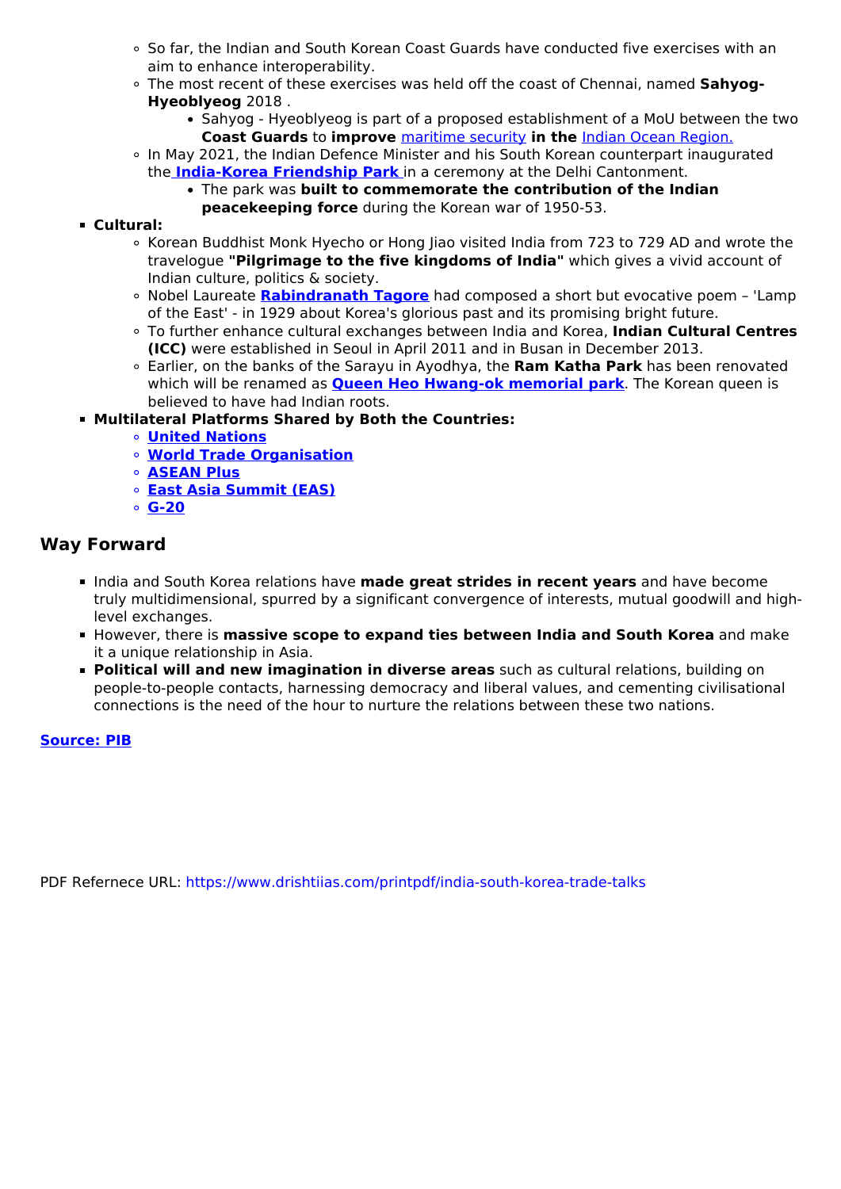- So far, the Indian and South Korean Coast Guards have conducted five exercises with an aim to enhance interoperability.
    - The most recent of these exercises was held off the coast of Chennai, named **Sahyog-Hyeoblyeog** 2018 .
        - Sahyog - Hyeoblyeog is part of a proposed establishment of a MoU between the two **Coast Guards** to **improve** maritime security **in the** Indian Ocean Region.
    - In May 2021, the Indian Defence Minister and his South Korean counterpart inaugurated the **India-Korea Friendship Park** in a ceremony at the Delhi Cantonment.
        - The park was **built to commemorate the contribution of the Indian peacekeeping force** during the Korean war of 1950-53.
- **Cultural:**
    - Korean Buddhist Monk Hyecho or Hong Jiao visited India from 723 to 729 AD and wrote the travelogue **"Pilgrimage to the five kingdoms of India"** which gives a vivid account of Indian culture, politics & society.
    - Nobel Laureate **Rabindranath Tagore** had composed a short but evocative poem – 'Lamp of the East' - in 1929 about Korea's glorious past and its promising bright future.
    - To further enhance cultural exchanges between India and Korea, **Indian Cultural Centres (ICC)** were established in Seoul in April 2011 and in Busan in December 2013.
    - Earlier, on the banks of the Sarayu in Ayodhya, the **Ram Katha Park** has been renovated which will be renamed as **Queen Heo Hwang-ok memorial park**. The Korean queen is believed to have had Indian roots.
- **Multilateral Platforms Shared by Both the Countries:**
    - **United Nations**
    - **World Trade Organisation**
    - **ASEAN Plus**
    - **East Asia Summit (EAS)**
    - **G-20**

## Way Forward

- India and South Korea relations have **made great strides in recent years** and have become truly multidimensional, spurred by a significant convergence of interests, mutual goodwill and high-level exchanges.
- However, there is **massive scope to expand ties between India and South Korea** and make it a unique relationship in Asia.
- **Political will and new imagination in diverse areas** such as cultural relations, building on people-to-people contacts, harnessing democracy and liberal values, and cementing civilisational connections is the need of the hour to nurture the relations between these two nations.

**Source: PIB**

PDF Refernece URL: https://www.drishtiias.com/printpdf/india-south-korea-trade-talks